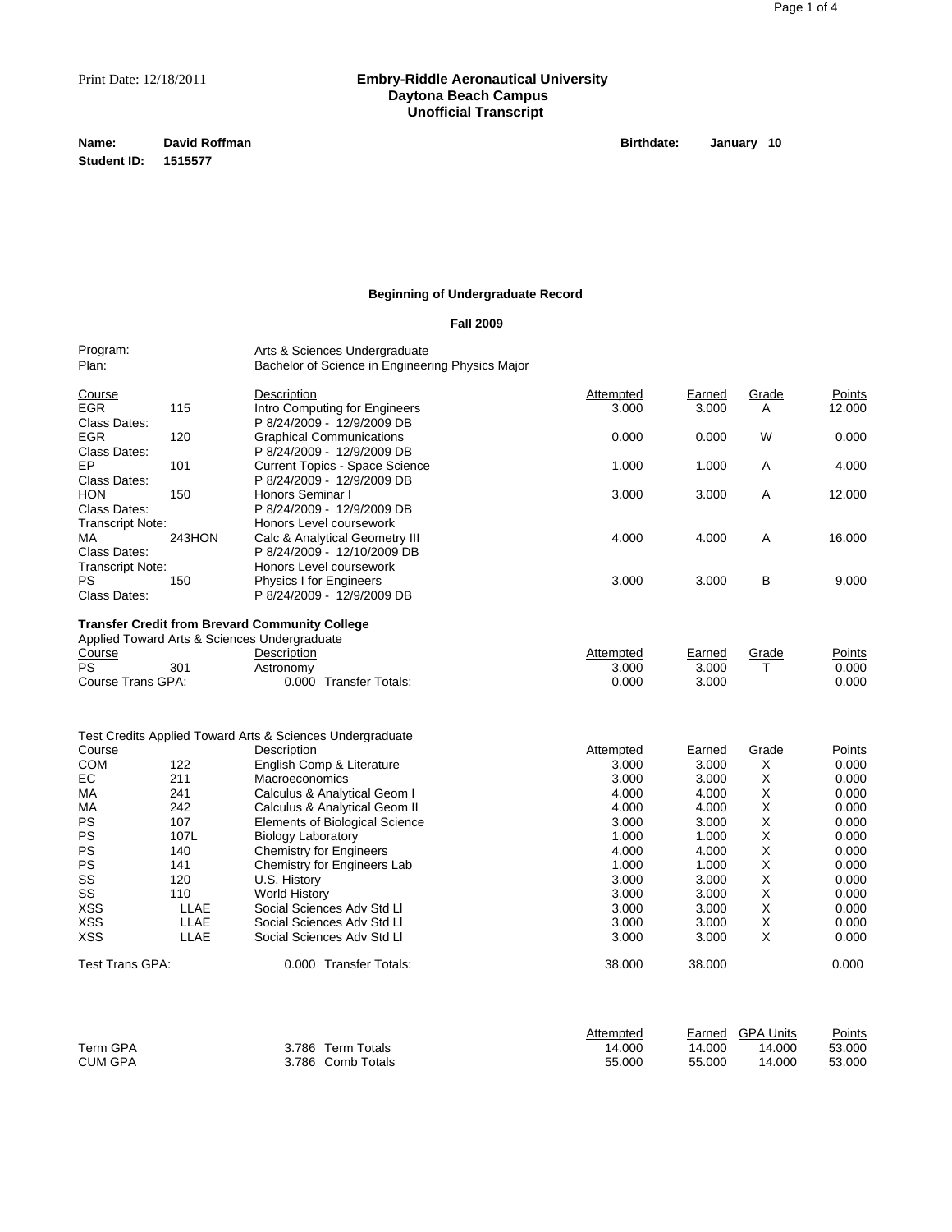Print Date: 12/18/2011

**Embry-Riddle Aeronautical University**
**Daytona Beach Campus**
**Unofficial Transcript**

**Name:** **David Roffman** **Birthdate:** **January 10**
**Student ID:** **1515577**

### Beginning of Undergraduate Record

### Fall 2009

Program: Arts & Sciences Undergraduate
Plan: Bachelor of Science in Engineering Physics Major

| Course | | Description | Attempted | Earned | Grade | Points |
|---|---|---|---|---|---|---|
| EGR | 115 | Intro Computing for Engineers | 3.000 | 3.000 | A | 12.000 |
| Class Dates: | | P 8/24/2009 - 12/9/2009 DB | | | | |
| EGR | 120 | Graphical Communications | 0.000 | 0.000 | W | 0.000 |
| Class Dates: | | P 8/24/2009 - 12/9/2009 DB | | | | |
| EP | 101 | Current Topics - Space Science | 1.000 | 1.000 | A | 4.000 |
| Class Dates: | | P 8/24/2009 - 12/9/2009 DB | | | | |
| HON | 150 | Honors Seminar I | 3.000 | 3.000 | A | 12.000 |
| Class Dates: | | P 8/24/2009 - 12/9/2009 DB | | | | |
| Transcript Note: | | Honors Level coursework | | | | |
| MA | 243HON | Calc & Analytical Geometry III | 4.000 | 4.000 | A | 16.000 |
| Class Dates: | | P 8/24/2009 - 12/10/2009 DB | | | | |
| Transcript Note: | | Honors Level coursework | | | | |
| PS | 150 | Physics I for Engineers | 3.000 | 3.000 | B | 9.000 |
| Class Dates: | | P 8/24/2009 - 12/9/2009 DB | | | | |

**Transfer Credit from Brevard Community College**
Applied Toward Arts & Sciences Undergraduate

| Course | | Description | Attempted | Earned | Grade | Points |
|---|---|---|---|---|---|---|
| PS | 301 | Astronomy | 3.000 | 3.000 | T | 0.000 |
| Course Trans GPA: | | 0.000 Transfer Totals: | 0.000 | 3.000 | | 0.000 |

Test Credits Applied Toward Arts & Sciences Undergraduate

| Course | | Description | Attempted | Earned | Grade | Points |
|---|---|---|---|---|---|---|
| COM | 122 | English Comp & Literature | 3.000 | 3.000 | X | 0.000 |
| EC | 211 | Macroeconomics | 3.000 | 3.000 | X | 0.000 |
| MA | 241 | Calculus & Analytical Geom I | 4.000 | 4.000 | X | 0.000 |
| MA | 242 | Calculus & Analytical Geom II | 4.000 | 4.000 | X | 0.000 |
| PS | 107 | Elements of Biological Science | 3.000 | 3.000 | X | 0.000 |
| PS | 107L | Biology Laboratory | 1.000 | 1.000 | X | 0.000 |
| PS | 140 | Chemistry for Engineers | 4.000 | 4.000 | X | 0.000 |
| PS | 141 | Chemistry for Engineers Lab | 1.000 | 1.000 | X | 0.000 |
| SS | 120 | U.S. History | 3.000 | 3.000 | X | 0.000 |
| SS | 110 | World History | 3.000 | 3.000 | X | 0.000 |
| XSS | LLAE | Social Sciences Adv Std Ll | 3.000 | 3.000 | X | 0.000 |
| XSS | LLAE | Social Sciences Adv Std Ll | 3.000 | 3.000 | X | 0.000 |
| XSS | LLAE | Social Sciences Adv Std Ll | 3.000 | 3.000 | X | 0.000 |
| Test Trans GPA: | | 0.000 Transfer Totals: | 38.000 | 38.000 | | 0.000 |

| | | Attempted | Earned | GPA Units | Points |
|---|---|---|---|---|---|
| Term GPA | 3.786 Term Totals | 14.000 | 14.000 | 14.000 | 53.000 |
| CUM GPA | 3.786 Comb Totals | 55.000 | 55.000 | 14.000 | 53.000 |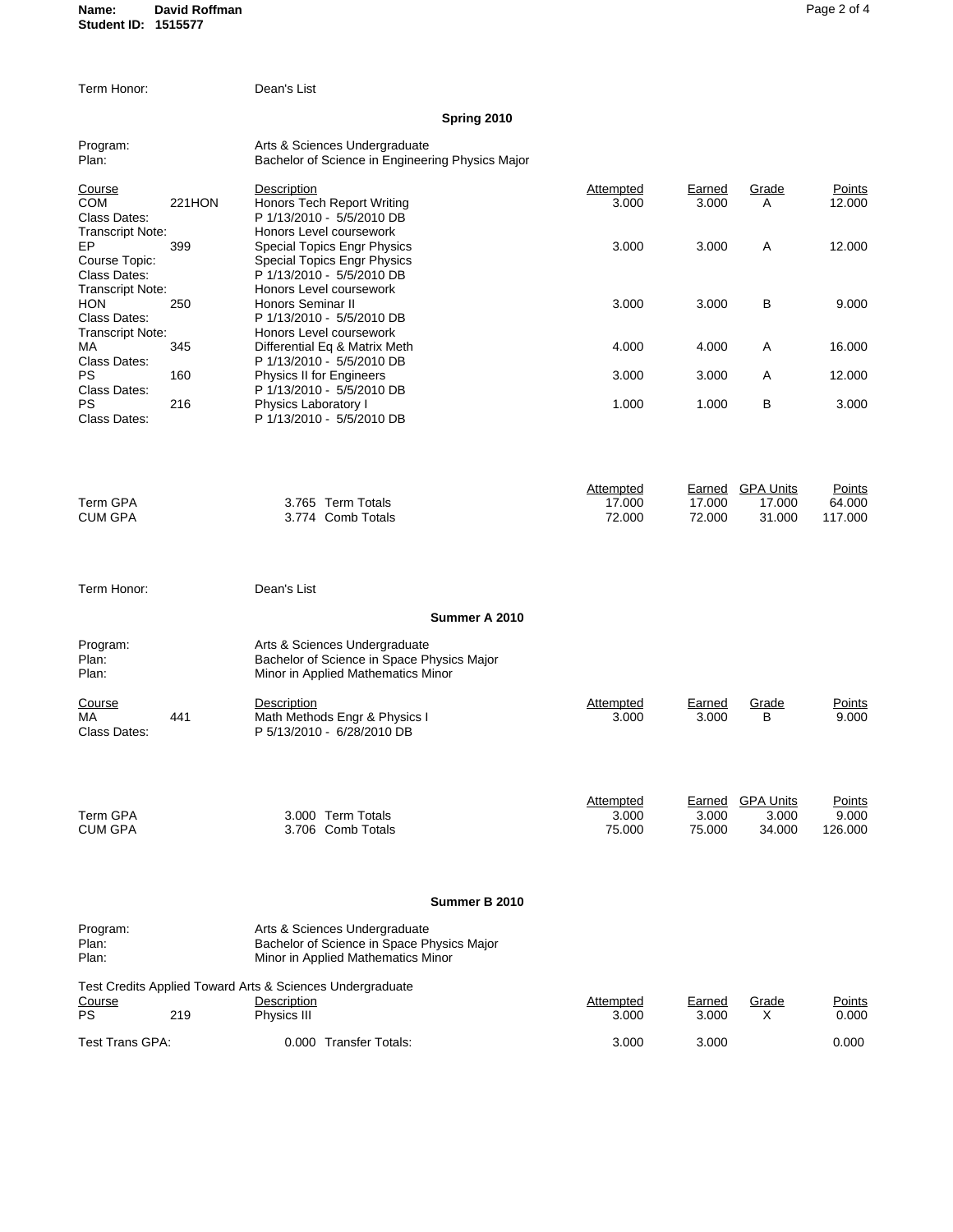Name: David Roffman
Student ID: 1515577

Term Honor: Dean's List

## Spring 2010

Program: Arts & Sciences Undergraduate
Plan: Bachelor of Science in Engineering Physics Major

| Course | | Description | Attempted | Earned | Grade | Points |
|---|---|---|---|---|---|---|
| COM | 221HON | Honors Tech Report Writing | 3.000 | 3.000 | A | 12.000 |
| Class Dates: | | P 1/13/2010 - 5/5/2010 DB | | | | |
| Transcript Note: | | Honors Level coursework | | | | |
| EP | 399 | Special Topics Engr Physics | 3.000 | 3.000 | A | 12.000 |
| Course Topic: | | Special Topics Engr Physics | | | | |
| Class Dates: | | P 1/13/2010 - 5/5/2010 DB | | | | |
| Transcript Note: | | Honors Level coursework | | | | |
| HON | 250 | Honors Seminar II | 3.000 | 3.000 | B | 9.000 |
| Class Dates: | | P 1/13/2010 - 5/5/2010 DB | | | | |
| Transcript Note: | | Honors Level coursework | | | | |
| MA | 345 | Differential Eq & Matrix Meth | 4.000 | 4.000 | A | 16.000 |
| Class Dates: | | P 1/13/2010 - 5/5/2010 DB | | | | |
| PS | 160 | Physics II for Engineers | 3.000 | 3.000 | A | 12.000 |
| Class Dates: | | P 1/13/2010 - 5/5/2010 DB | | | | |
| PS | 216 | Physics Laboratory I | 1.000 | 1.000 | B | 3.000 |
| Class Dates: | | P 1/13/2010 - 5/5/2010 DB | | | | |

| | | | Attempted | Earned | GPA Units | Points |
|---|---|---|---|---|---|---|
| Term GPA | 3.765 | Term Totals | 17.000 | 17.000 | 17.000 | 64.000 |
| CUM GPA | 3.774 | Comb Totals | 72.000 | 72.000 | 31.000 | 117.000 |

Term Honor: Dean's List

## Summer A 2010

Program: Arts & Sciences Undergraduate
Plan: Bachelor of Science in Space Physics Major
Plan: Minor in Applied Mathematics Minor

| Course | | Description | Attempted | Earned | Grade | Points |
|---|---|---|---|---|---|---|
| MA | 441 | Math Methods Engr & Physics I | 3.000 | 3.000 | B | 9.000 |
| Class Dates: | | P 5/13/2010 - 6/28/2010 DB | | | | |

| | | | Attempted | Earned | GPA Units | Points |
|---|---|---|---|---|---|---|
| Term GPA | 3.000 | Term Totals | 3.000 | 3.000 | 3.000 | 9.000 |
| CUM GPA | 3.706 | Comb Totals | 75.000 | 75.000 | 34.000 | 126.000 |

## Summer B 2010

Program: Arts & Sciences Undergraduate
Plan: Bachelor of Science in Space Physics Major
Plan: Minor in Applied Mathematics Minor

Test Credits Applied Toward Arts & Sciences Undergraduate

| Course | | Description | Attempted | Earned | Grade | Points |
|---|---|---|---|---|---|---|
| PS | 219 | Physics III | 3.000 | 3.000 | X | 0.000 |
| Test Trans GPA: | 0.000 | Transfer Totals: | 3.000 | 3.000 | | 0.000 |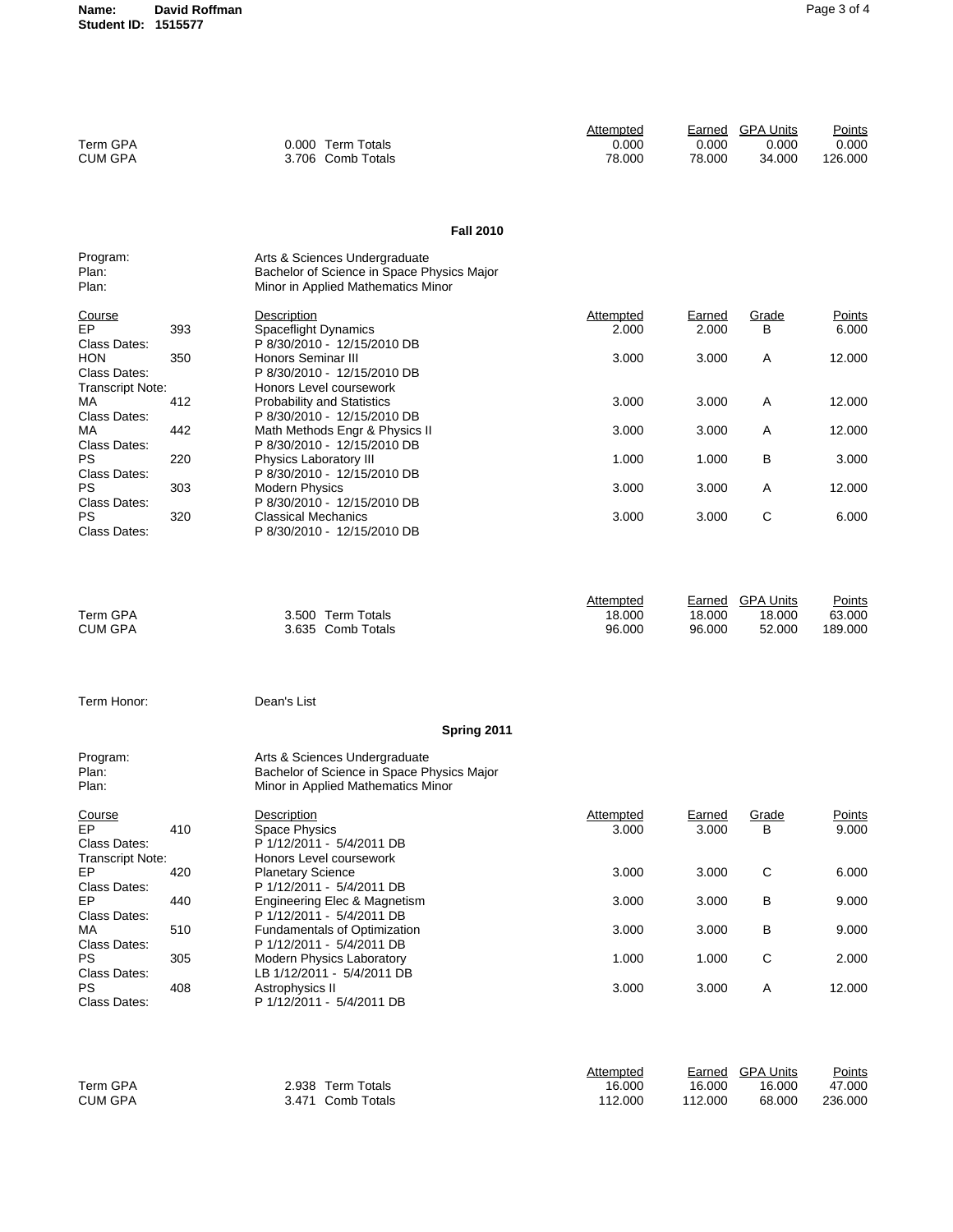**Name:** David Roffman
**Student ID:** 1515577

| | | Attempted | Earned | GPA Units | Points |
|---|---|---|---|---|---|
| Term GPA | 0.000 Term Totals | 0.000 | 0.000 | 0.000 | 0.000 |
| CUM GPA | 3.706 Comb Totals | 78.000 | 78.000 | 34.000 | 126.000 |

## Fall 2010

Program: Arts & Sciences Undergraduate
Plan: Bachelor of Science in Space Physics Major
Plan: Minor in Applied Mathematics Minor

| Course | | Description | Attempted | Earned | Grade | Points |
|---|---|---|---|---|---|---|
| EP | 393 | Spaceflight Dynamics | 2.000 | 2.000 | B | 6.000 |
| Class Dates: | | P 8/30/2010 - 12/15/2010 DB | | | | |
| HON | 350 | Honors Seminar III | 3.000 | 3.000 | A | 12.000 |
| Class Dates: | | P 8/30/2010 - 12/15/2010 DB | | | | |
| Transcript Note: | | Honors Level coursework | | | | |
| MA | 412 | Probability and Statistics | 3.000 | 3.000 | A | 12.000 |
| Class Dates: | | P 8/30/2010 - 12/15/2010 DB | | | | |
| MA | 442 | Math Methods Engr & Physics II | 3.000 | 3.000 | A | 12.000 |
| Class Dates: | | P 8/30/2010 - 12/15/2010 DB | | | | |
| PS | 220 | Physics Laboratory III | 1.000 | 1.000 | B | 3.000 |
| Class Dates: | | P 8/30/2010 - 12/15/2010 DB | | | | |
| PS | 303 | Modern Physics | 3.000 | 3.000 | A | 12.000 |
| Class Dates: | | P 8/30/2010 - 12/15/2010 DB | | | | |
| PS | 320 | Classical Mechanics | 3.000 | 3.000 | C | 6.000 |
| Class Dates: | | P 8/30/2010 - 12/15/2010 DB | | | | |

| | | Attempted | Earned | GPA Units | Points |
|---|---|---|---|---|---|
| Term GPA | 3.500 Term Totals | 18.000 | 18.000 | 18.000 | 63.000 |
| CUM GPA | 3.635 Comb Totals | 96.000 | 96.000 | 52.000 | 189.000 |

Term Honor: Dean's List

## Spring 2011

Program: Arts & Sciences Undergraduate
Plan: Bachelor of Science in Space Physics Major
Plan: Minor in Applied Mathematics Minor

| Course | | Description | Attempted | Earned | Grade | Points |
|---|---|---|---|---|---|---|
| EP | 410 | Space Physics | 3.000 | 3.000 | B | 9.000 |
| Class Dates: | | P 1/12/2011 - 5/4/2011 DB | | | | |
| Transcript Note: | | Honors Level coursework | | | | |
| EP | 420 | Planetary Science | 3.000 | 3.000 | C | 6.000 |
| Class Dates: | | P 1/12/2011 - 5/4/2011 DB | | | | |
| EP | 440 | Engineering Elec & Magnetism | 3.000 | 3.000 | B | 9.000 |
| Class Dates: | | P 1/12/2011 - 5/4/2011 DB | | | | |
| MA | 510 | Fundamentals of Optimization | 3.000 | 3.000 | B | 9.000 |
| Class Dates: | | P 1/12/2011 - 5/4/2011 DB | | | | |
| PS | 305 | Modern Physics Laboratory | 1.000 | 1.000 | C | 2.000 |
| Class Dates: | | LB 1/12/2011 - 5/4/2011 DB | | | | |
| PS | 408 | Astrophysics II | 3.000 | 3.000 | A | 12.000 |
| Class Dates: | | P 1/12/2011 - 5/4/2011 DB | | | | |

| | | Attempted | Earned | GPA Units | Points |
|---|---|---|---|---|---|
| Term GPA | 2.938 Term Totals | 16.000 | 16.000 | 16.000 | 47.000 |
| CUM GPA | 3.471 Comb Totals | 112.000 | 112.000 | 68.000 | 236.000 |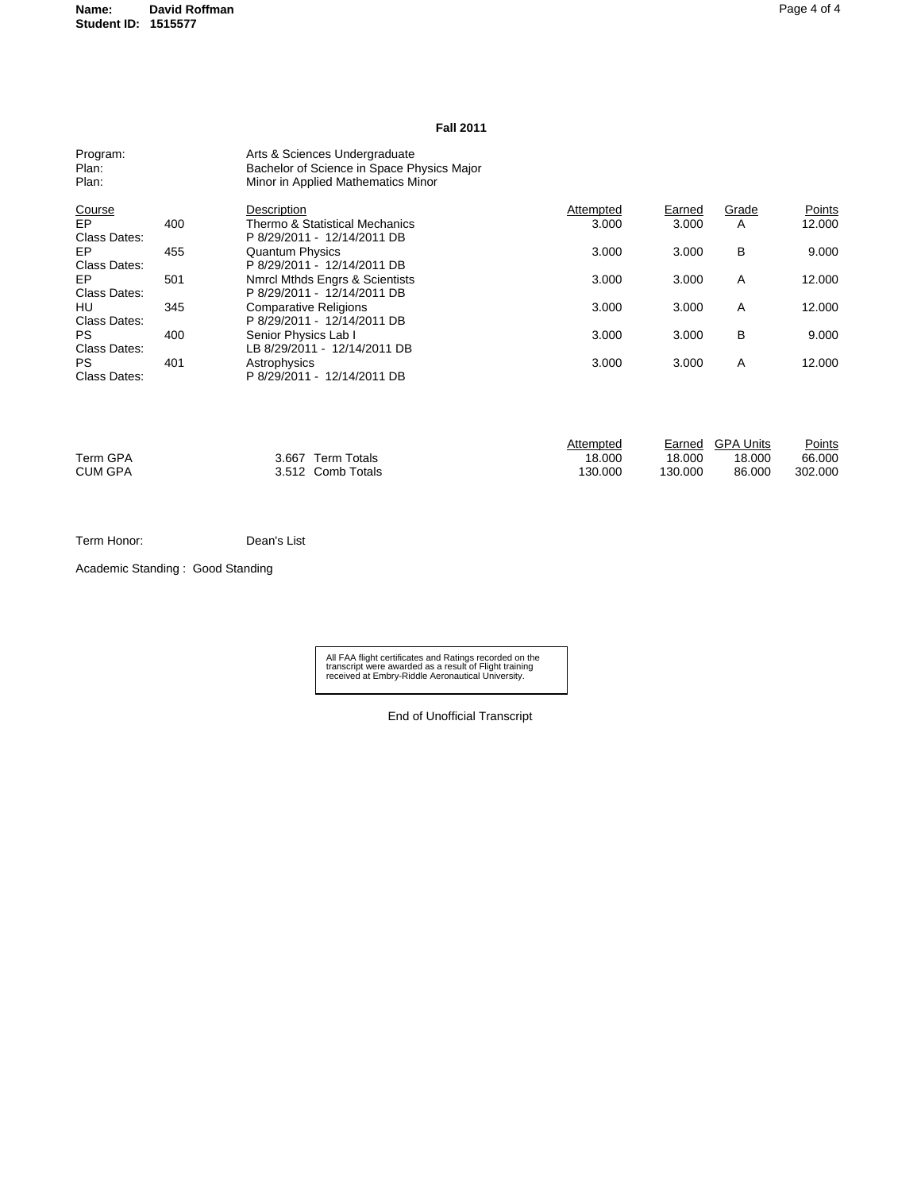Name: **David Roffman**
Student ID: **1515577**

## Fall 2011

| | |
|---|---|
| Program: | Arts & Sciences Undergraduate |
| Plan: | Bachelor of Science in Space Physics Major |
| Plan: | Minor in Applied Mathematics Minor |

| Course | | Description | Attempted | Earned | Grade | Points |
|---|---|---|---|---|---|---|
| EP | 400 | Thermo & Statistical Mechanics | 3.000 | 3.000 | A | 12.000 |
| Class Dates: | | P 8/29/2011 - 12/14/2011 DB | | | | |
| EP | 455 | Quantum Physics | 3.000 | 3.000 | B | 9.000 |
| Class Dates: | | P 8/29/2011 - 12/14/2011 DB | | | | |
| EP | 501 | Nmrcl Mthds Engrs & Scientists | 3.000 | 3.000 | A | 12.000 |
| Class Dates: | | P 8/29/2011 - 12/14/2011 DB | | | | |
| HU | 345 | Comparative Religions | 3.000 | 3.000 | A | 12.000 |
| Class Dates: | | P 8/29/2011 - 12/14/2011 DB | | | | |
| PS | 400 | Senior Physics Lab I | 3.000 | 3.000 | B | 9.000 |
| Class Dates: | | LB 8/29/2011 - 12/14/2011 DB | | | | |
| PS | 401 | Astrophysics | 3.000 | 3.000 | A | 12.000 |
| Class Dates: | | P 8/29/2011 - 12/14/2011 DB | | | | |

| | | | Attempted | Earned | GPA Units | Points |
|---|---|---|---|---|---|---|
| Term GPA | 3.667 | Term Totals | 18.000 | 18.000 | 18.000 | 66.000 |
| CUM GPA | 3.512 | Comb Totals | 130.000 | 130.000 | 86.000 | 302.000 |

Term Honor: Dean's List

Academic Standing : Good Standing

All FAA flight certificates and Ratings recorded on the transcript were awarded as a result of Flight training received at Embry-Riddle Aeronautical University.

End of Unofficial Transcript